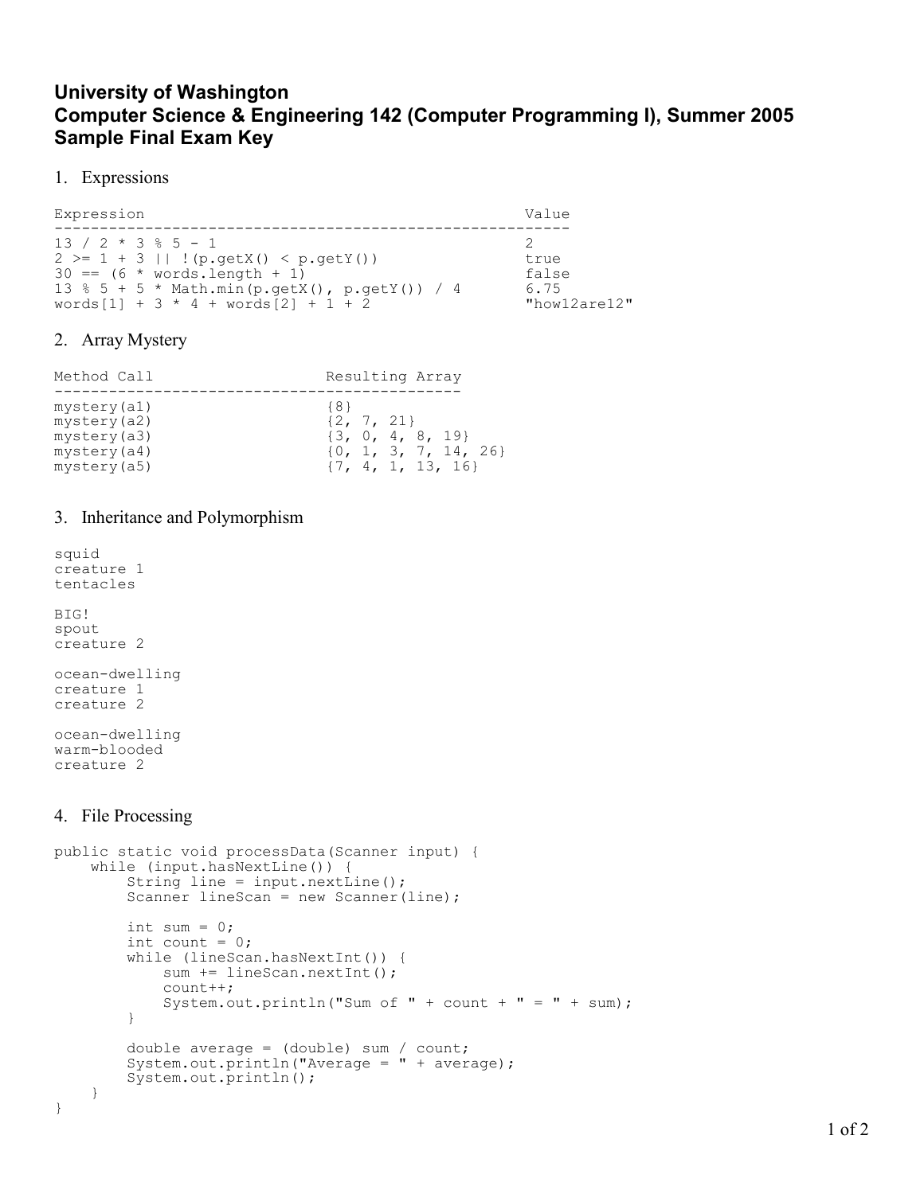# University of Washington
# Computer Science & Engineering 142 (Computer Programming I), Summer 2005
# Sample Final Exam Key

1. Expressions

```
Expression                                              Value
---------------------------------------------------------------
13 / 2 * 3 % 5 - 1                                      2
2 >= 1 + 3 || !(p.getX() < p.getY())                    true
30 == (6 * words.length + 1)                            false
13 % 5 + 5 * Math.min(p.getX(), p.getY()) / 4           6.75
words[1] + 3 * 4 + words[2] + 1 + 2                     "how12are12"
```

2. Array Mystery

```
Method Call                     Resulting Array
-----------------------------------------------
mystery(a1)                     {8}
mystery(a2)                     {2, 7, 21}
mystery(a3)                     {3, 0, 4, 8, 19}
mystery(a4)                     {0, 1, 3, 7, 14, 26}
mystery(a5)                     {7, 4, 1, 13, 16}
```

3. Inheritance and Polymorphism

```
squid
creature 1
tentacles

BIG!
spout
creature 2

ocean-dwelling
creature 1
creature 2

ocean-dwelling
warm-blooded
creature 2
```

4. File Processing

```
public static void processData(Scanner input) {
    while (input.hasNextLine()) {
        String line = input.nextLine();
        Scanner lineScan = new Scanner(line);

        int sum = 0;
        int count = 0;
        while (lineScan.hasNextInt()) {
            sum += lineScan.nextInt();
            count++;
            System.out.println("Sum of " + count + " = " + sum);
        }

        double average = (double) sum / count;
        System.out.println("Average = " + average);
        System.out.println();
    }
}
```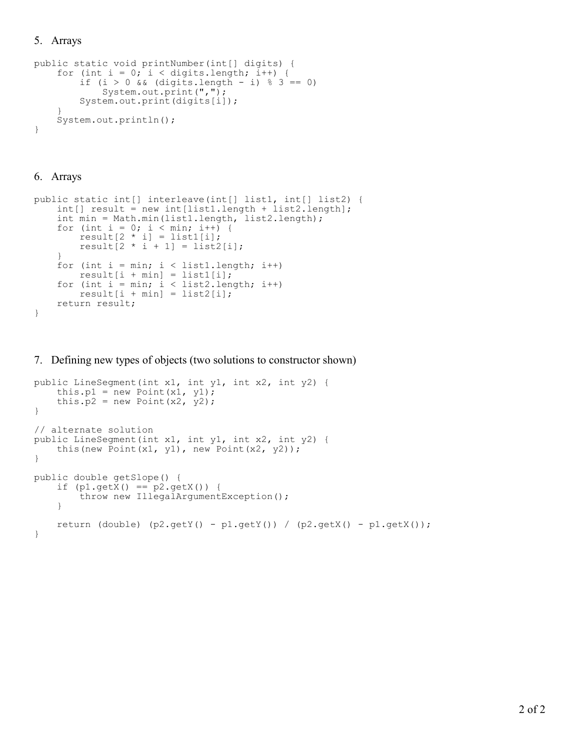5. Arrays

```
public static void printNumber(int[] digits) {
    for (int i = 0; i < digits.length; i++) {
        if (i > 0 && (digits.length - i) % 3 == 0)
            System.out.print(",");
        System.out.print(digits[i]);
    }
    System.out.println();
}
```

6. Arrays

```
public static int[] interleave(int[] list1, int[] list2) {
    int[] result = new int[list1.length + list2.length];
    int min = Math.min(list1.length, list2.length);
    for (int i = 0; i < min; i++) {
        result[2 * i] = list1[i];
        result[2 * i + 1] = list2[i];
    }
    for (int i = min; i < list1.length; i++)
        result[i + min] = list1[i];
    for (int i = min; i < list2.length; i++)
        result[i + min] = list2[i];
    return result;
}
```

7. Defining new types of objects (two solutions to constructor shown)

```
public LineSegment(int x1, int y1, int x2, int y2) {
    this.p1 = new Point(x1, y1);
    this.p2 = new Point(x2, y2);
}

// alternate solution
public LineSegment(int x1, int y1, int x2, int y2) {
    this(new Point(x1, y1), new Point(x2, y2));
}

public double getSlope() {
    if (p1.getX() == p2.getX()) {
        throw new IllegalArgumentException();
    }

    return (double) (p2.getY() - p1.getY()) / (p2.getX() - p1.getX());
}
```